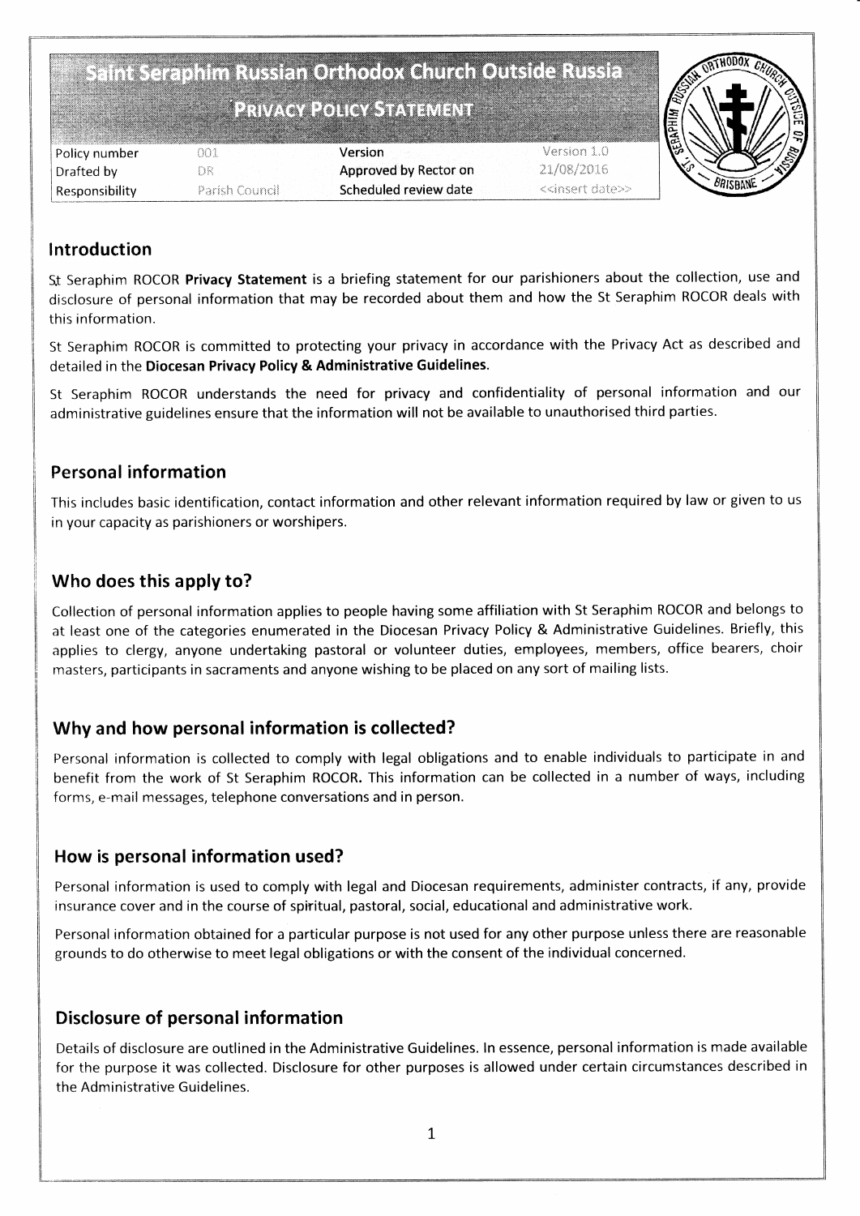# Saint Seraphim Russian Orthodox Church Outside Russia

## Privacy Policy Statement

| Policy number | 001 | Version | Version 1.0 |
|---|---|---|---|
| Drafted by | DR | Approved by Rector on | 21/08/2016 |
| Responsibility | Parish Council | Scheduled review date | <<insert date>> |

## Introduction

St Seraphim ROCOR **Privacy Statement** is a briefing statement for our parishioners about the collection, use and disclosure of personal information that may be recorded about them and how the St Seraphim ROCOR deals with this information.

St Seraphim ROCOR is committed to protecting your privacy in accordance with the Privacy Act as described and detailed in the **Diocesan Privacy Policy & Administrative Guidelines.**

St Seraphim ROCOR understands the need for privacy and confidentiality of personal information and our administrative guidelines ensure that the information will not be available to unauthorised third parties.

## Personal information

This includes basic identification, contact information and other relevant information required by law or given to us in your capacity as parishioners or worshipers.

## Who does this apply to?

Collection of personal information applies to people having some affiliation with St Seraphim ROCOR and belongs to at least one of the categories enumerated in the Diocesan Privacy Policy & Administrative Guidelines. Briefly, this applies to clergy, anyone undertaking pastoral or volunteer duties, employees, members, office bearers, choir masters, participants in sacraments and anyone wishing to be placed on any sort of mailing lists.

## Why and how personal information is collected?

Personal information is collected to comply with legal obligations and to enable individuals to participate in and benefit from the work of St Seraphim ROCOR. This information can be collected in a number of ways, including forms, e-mail messages, telephone conversations and in person.

## How is personal information used?

Personal information is used to comply with legal and Diocesan requirements, administer contracts, if any, provide insurance cover and in the course of spiritual, pastoral, social, educational and administrative work.

Personal information obtained for a particular purpose is not used for any other purpose unless there are reasonable grounds to do otherwise to meet legal obligations or with the consent of the individual concerned.

## Disclosure of personal information

Details of disclosure are outlined in the Administrative Guidelines. In essence, personal information is made available for the purpose it was collected. Disclosure for other purposes is allowed under certain circumstances described in the Administrative Guidelines.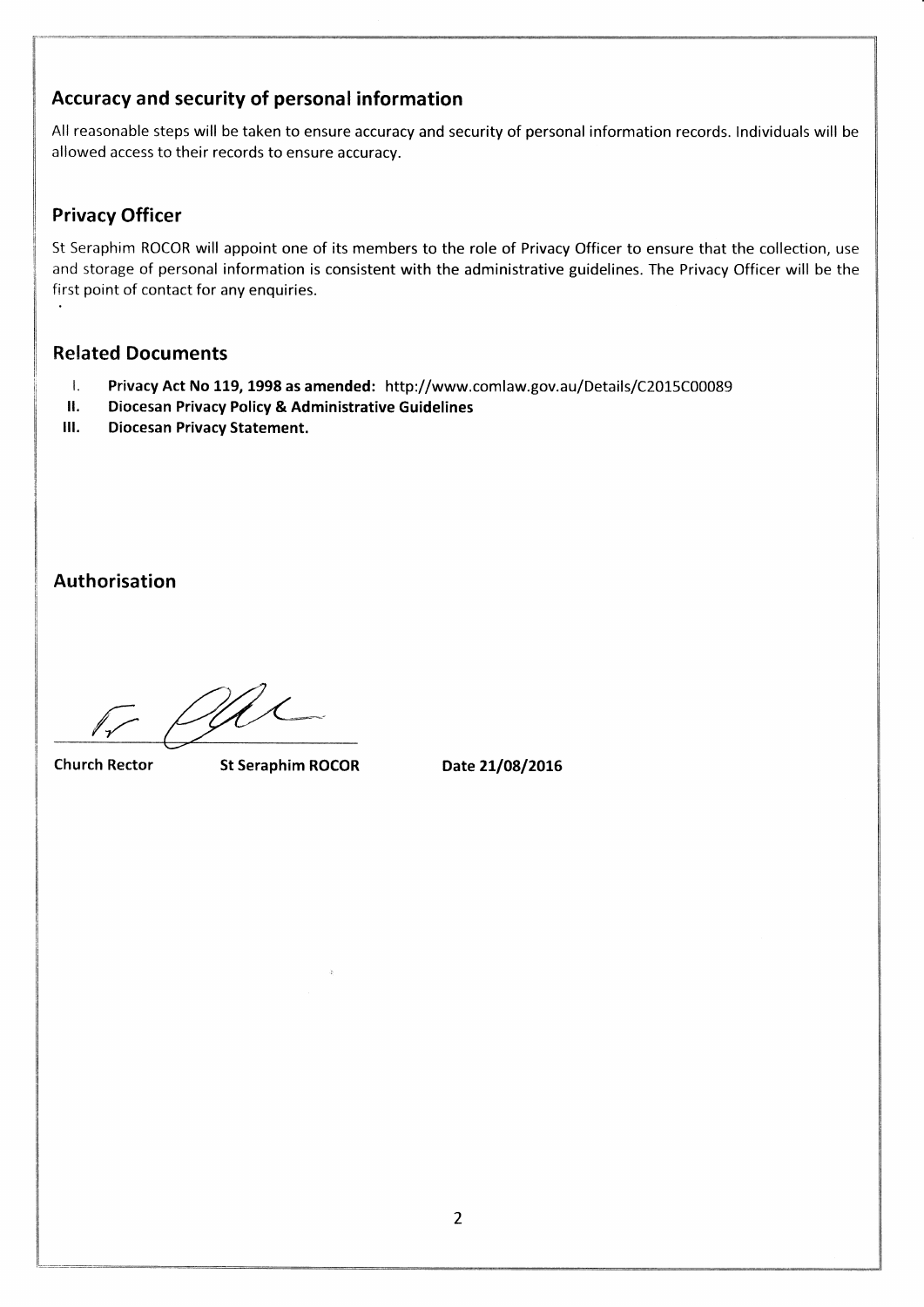## Accuracy and security of personal information

All reasonable steps will be taken to ensure accuracy and security of personal information records. Individuals will be allowed access to their records to ensure accuracy.

## Privacy Officer

St Seraphim ROCOR will appoint one of its members to the role of Privacy Officer to ensure that the collection, use and storage of personal information is consistent with the administrative guidelines. The Privacy Officer will be the first point of contact for any enquiries.

## Related Documents

I. **Privacy Act No 119, 1998 as amended:** http://www.comlaw.gov.au/Details/C2015C00089
II. **Diocesan Privacy Policy & Administrative Guidelines**
III. **Diocesan Privacy Statement.**

## Authorisation

**Church Rector** **St Seraphim ROCOR** **Date 21/08/2016**